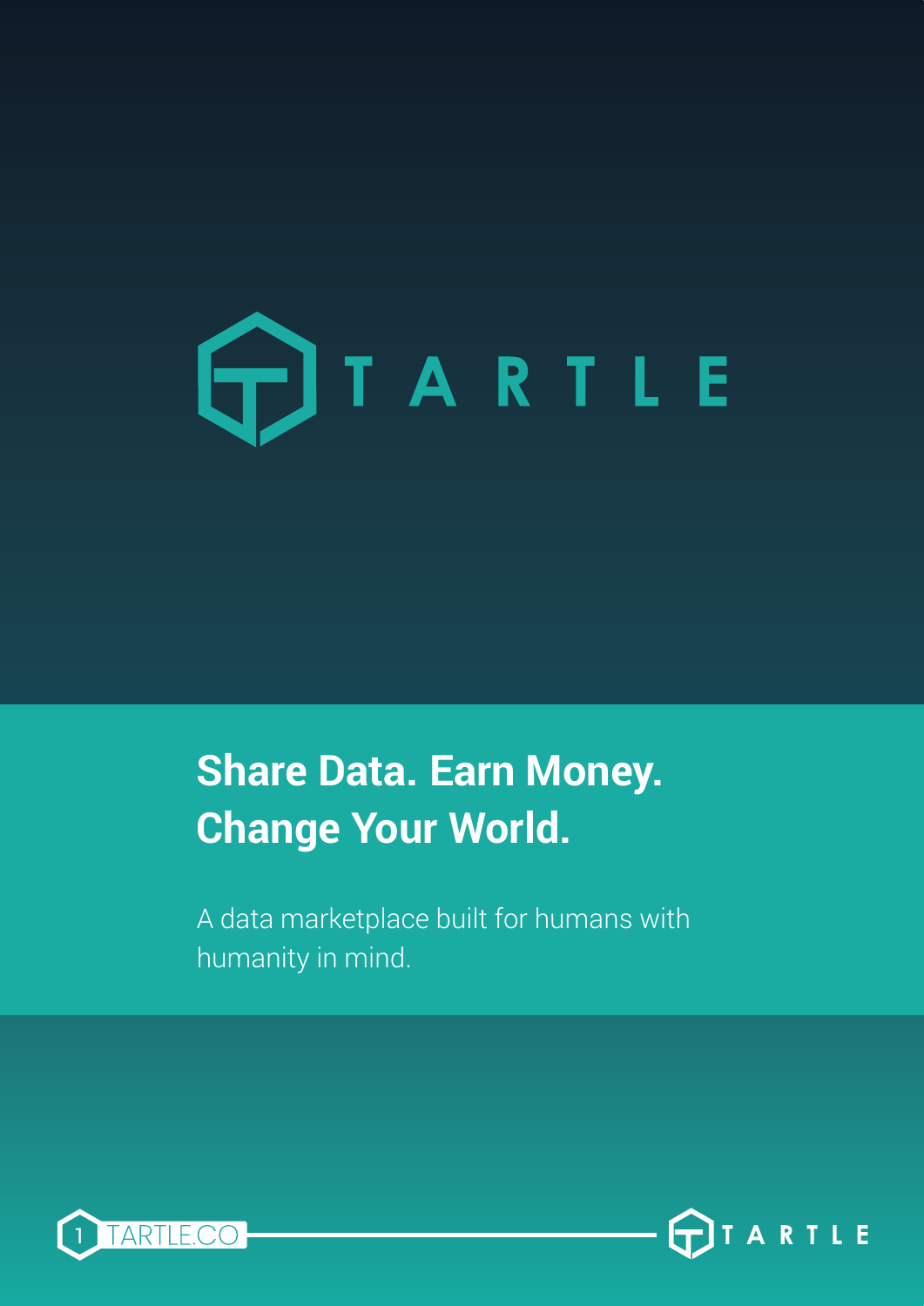# TARTLE

## Share Data. Earn Money. Change Your World.

A data marketplace built for humans with humanity in mind.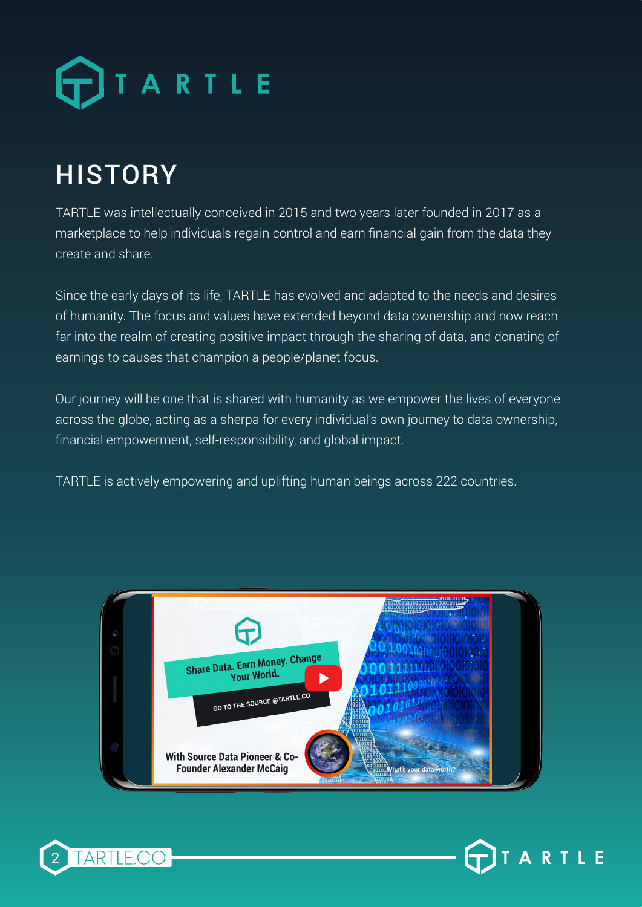# HISTORY

TARTLE was intellectually conceived in 2015 and two years later founded in 2017 as a marketplace to help individuals regain control and earn financial gain from the data they create and share.

Since the early days of its life, TARTLE has evolved and adapted to the needs and desires of humanity. The focus and values have extended beyond data ownership and now reach far into the realm of creating positive impact through the sharing of data, and donating of earnings to causes that champion a people/planet focus.

Our journey will be one that is shared with humanity as we empower the lives of everyone across the globe, acting as a sherpa for every individual's own journey to data ownership, financial empowerment, self-responsibility, and global impact.

TARTLE is actively empowering and uplifting human beings across 222 countries.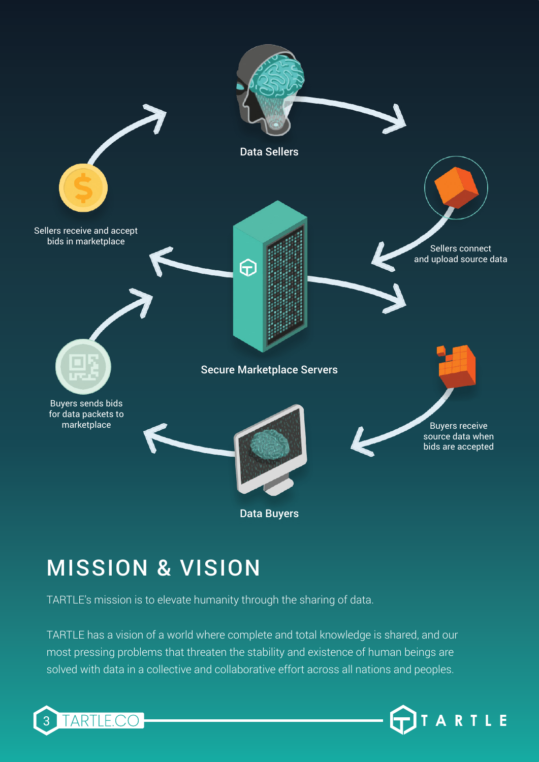Data Sellers

Sellers receive and accept bids in marketplace

Sellers connect and upload source data

Secure Marketplace Servers

Buyers sends bids for data packets to marketplace

Buyers receive source data when bids are accepted

Data Buyers

# MISSION & VISION

TARTLE's mission is to elevate humanity through the sharing of data.

TARTLE has a vision of a world where complete and total knowledge is shared, and our most pressing problems that threaten the stability and existence of human beings are solved with data in a collective and collaborative effort across all nations and peoples.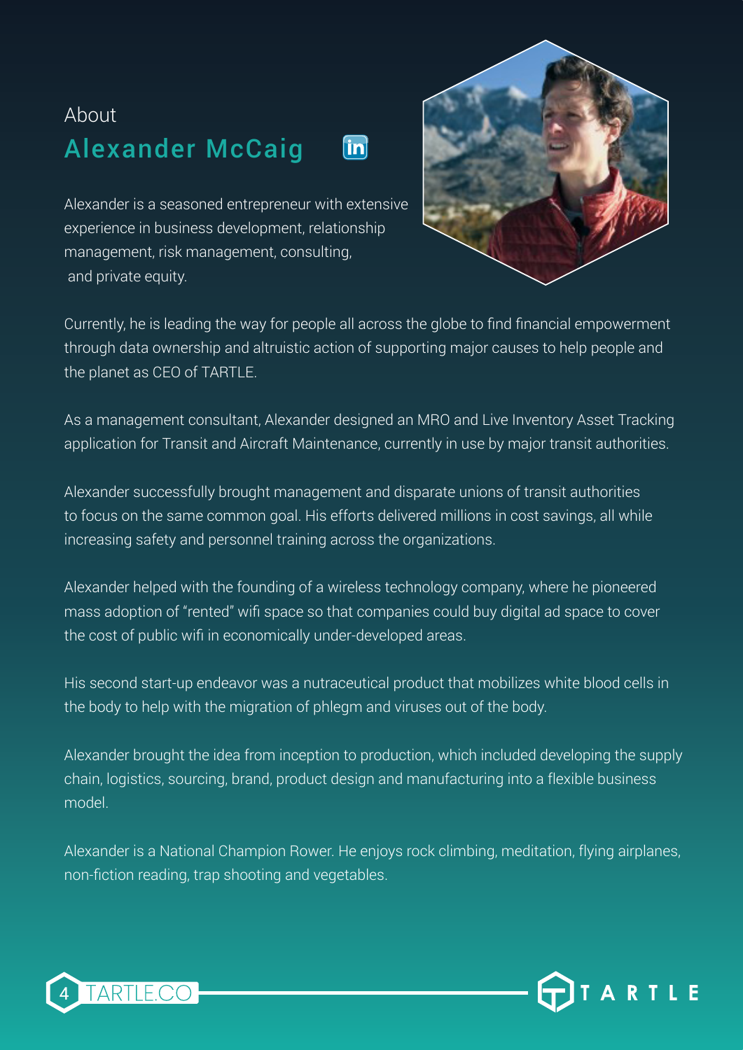About

# Alexander McCaig

Alexander is a seasoned entrepreneur with extensive experience in business development, relationship management, risk management, consulting, and private equity.

Currently, he is leading the way for people all across the globe to find financial empowerment through data ownership and altruistic action of supporting major causes to help people and the planet as CEO of TARTLE.

As a management consultant, Alexander designed an MRO and Live Inventory Asset Tracking application for Transit and Aircraft Maintenance, currently in use by major transit authorities.

Alexander successfully brought management and disparate unions of transit authorities to focus on the same common goal. His efforts delivered millions in cost savings, all while increasing safety and personnel training across the organizations.

Alexander helped with the founding of a wireless technology company, where he pioneered mass adoption of "rented" wifi space so that companies could buy digital ad space to cover the cost of public wifi in economically under-developed areas.

His second start-up endeavor was a nutraceutical product that mobilizes white blood cells in the body to help with the migration of phlegm and viruses out of the body.

Alexander brought the idea from inception to production, which included developing the supply chain, logistics, sourcing, brand, product design and manufacturing into a flexible business model.

Alexander is a National Champion Rower. He enjoys rock climbing, meditation, flying airplanes, non-fiction reading, trap shooting and vegetables.

TARTLE.CO

TARTLE